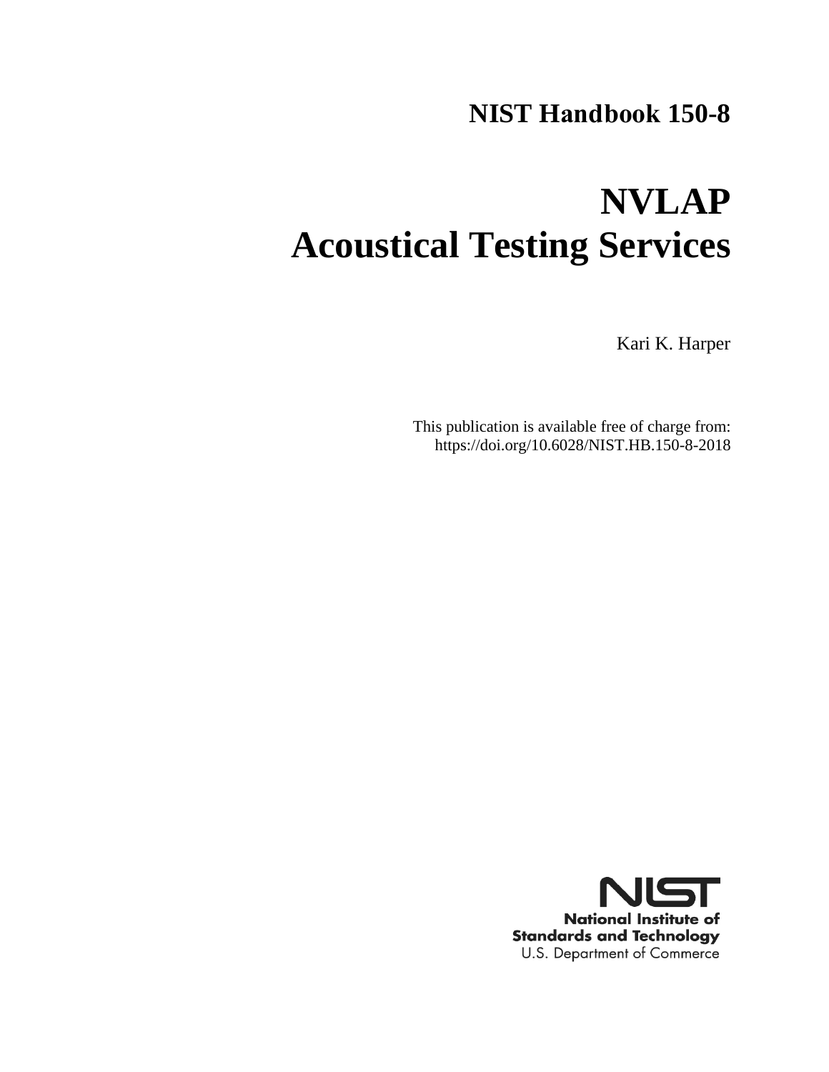# NIST Handbook 150-8

# NVLAP
# Acoustical Testing Services

Kari K. Harper

This publication is available free of charge from:
https://doi.org/10.6028/NIST.HB.150-8-2018

**National Institute of Standards and Technology**
U.S. Department of Commerce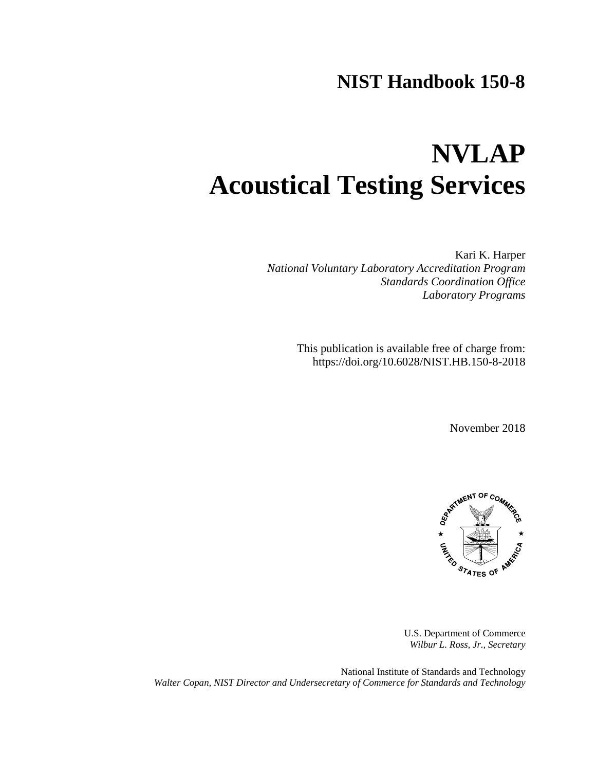# NIST Handbook 150-8

# NVLAP
# Acoustical Testing Services

Kari K. Harper
*National Voluntary Laboratory Accreditation Program*
*Standards Coordination Office*
*Laboratory Programs*

This publication is available free of charge from:
https://doi.org/10.6028/NIST.HB.150-8-2018

November 2018

U.S. Department of Commerce
*Wilbur L. Ross, Jr., Secretary*

National Institute of Standards and Technology
*Walter Copan, NIST Director and Undersecretary of Commerce for Standards and Technology*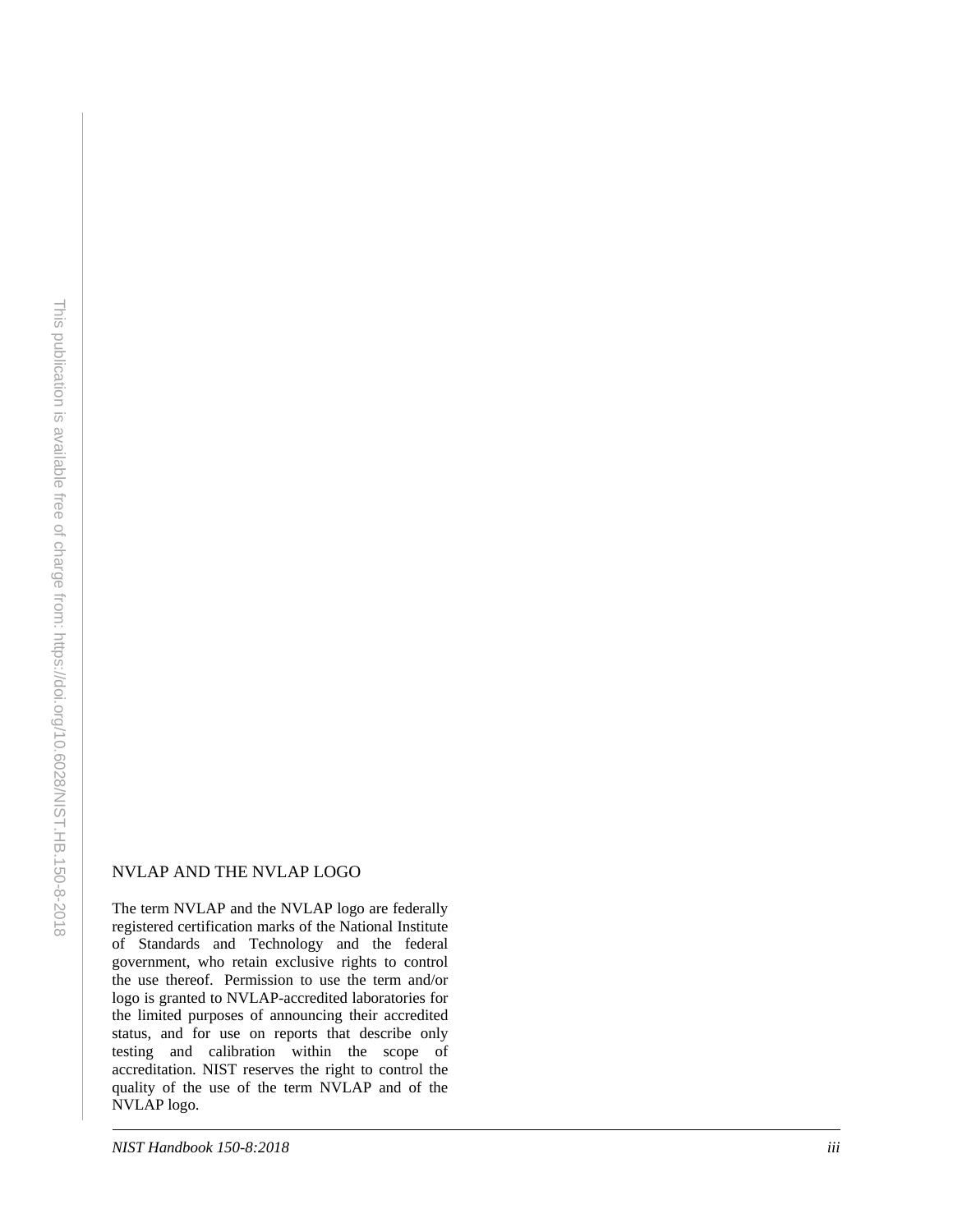## NVLAP AND THE NVLAP LOGO

The term NVLAP and the NVLAP logo are federally registered certification marks of the National Institute of Standards and Technology and the federal government, who retain exclusive rights to control the use thereof. Permission to use the term and/or logo is granted to NVLAP-accredited laboratories for the limited purposes of announcing their accredited status, and for use on reports that describe only testing and calibration within the scope of accreditation. NIST reserves the right to control the quality of the use of the term NVLAP and of the NVLAP logo.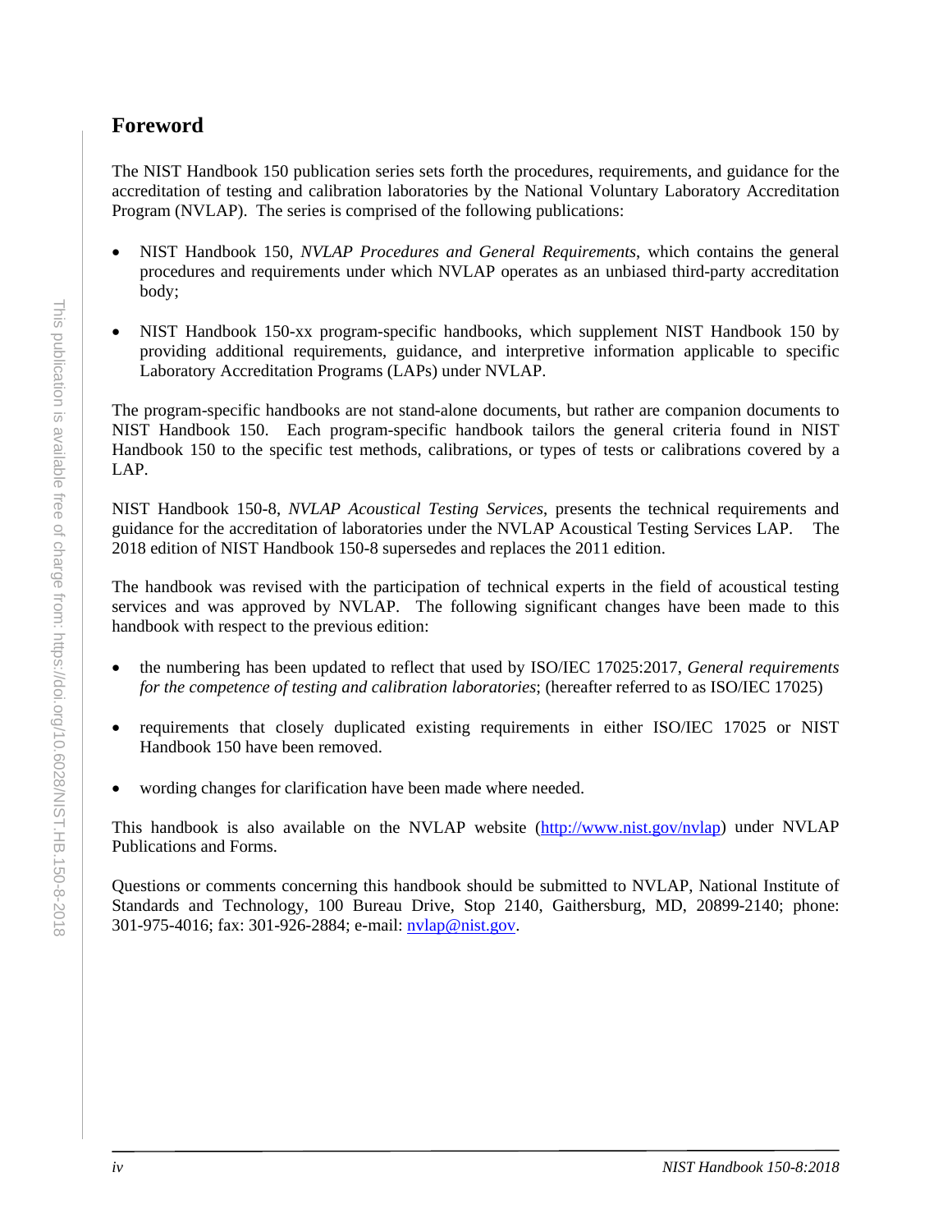## Foreword

The NIST Handbook 150 publication series sets forth the procedures, requirements, and guidance for the accreditation of testing and calibration laboratories by the National Voluntary Laboratory Accreditation Program (NVLAP). The series is comprised of the following publications:

- NIST Handbook 150, *NVLAP Procedures and General Requirements*, which contains the general procedures and requirements under which NVLAP operates as an unbiased third-party accreditation body;
- NIST Handbook 150-xx program-specific handbooks, which supplement NIST Handbook 150 by providing additional requirements, guidance, and interpretive information applicable to specific Laboratory Accreditation Programs (LAPs) under NVLAP.

The program-specific handbooks are not stand-alone documents, but rather are companion documents to NIST Handbook 150. Each program-specific handbook tailors the general criteria found in NIST Handbook 150 to the specific test methods, calibrations, or types of tests or calibrations covered by a LAP.

NIST Handbook 150-8, *NVLAP Acoustical Testing Services*, presents the technical requirements and guidance for the accreditation of laboratories under the NVLAP Acoustical Testing Services LAP. The 2018 edition of NIST Handbook 150-8 supersedes and replaces the 2011 edition.

The handbook was revised with the participation of technical experts in the field of acoustical testing services and was approved by NVLAP. The following significant changes have been made to this handbook with respect to the previous edition:

- the numbering has been updated to reflect that used by ISO/IEC 17025:2017, *General requirements for the competence of testing and calibration laboratories*; (hereafter referred to as ISO/IEC 17025)
- requirements that closely duplicated existing requirements in either ISO/IEC 17025 or NIST Handbook 150 have been removed.
- wording changes for clarification have been made where needed.

This handbook is also available on the NVLAP website (http://www.nist.gov/nvlap) under NVLAP Publications and Forms.

Questions or comments concerning this handbook should be submitted to NVLAP, National Institute of Standards and Technology, 100 Bureau Drive, Stop 2140, Gaithersburg, MD, 20899-2140; phone: 301-975-4016; fax: 301-926-2884; e-mail: nvlap@nist.gov.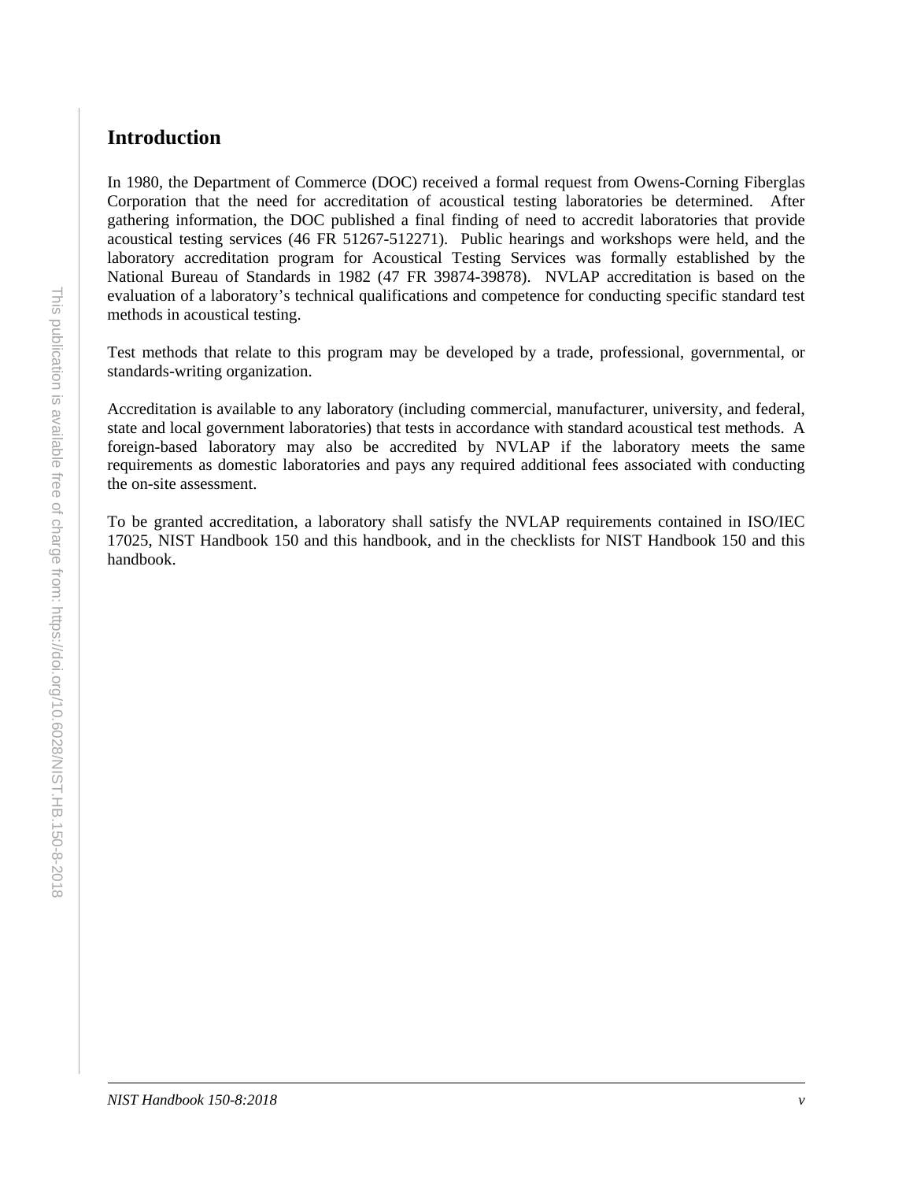## Introduction

In 1980, the Department of Commerce (DOC) received a formal request from Owens-Corning Fiberglas Corporation that the need for accreditation of acoustical testing laboratories be determined. After gathering information, the DOC published a final finding of need to accredit laboratories that provide acoustical testing services (46 FR 51267-512271). Public hearings and workshops were held, and the laboratory accreditation program for Acoustical Testing Services was formally established by the National Bureau of Standards in 1982 (47 FR 39874-39878). NVLAP accreditation is based on the evaluation of a laboratory's technical qualifications and competence for conducting specific standard test methods in acoustical testing.

Test methods that relate to this program may be developed by a trade, professional, governmental, or standards-writing organization.

Accreditation is available to any laboratory (including commercial, manufacturer, university, and federal, state and local government laboratories) that tests in accordance with standard acoustical test methods. A foreign-based laboratory may also be accredited by NVLAP if the laboratory meets the same requirements as domestic laboratories and pays any required additional fees associated with conducting the on-site assessment.

To be granted accreditation, a laboratory shall satisfy the NVLAP requirements contained in ISO/IEC 17025, NIST Handbook 150 and this handbook, and in the checklists for NIST Handbook 150 and this handbook.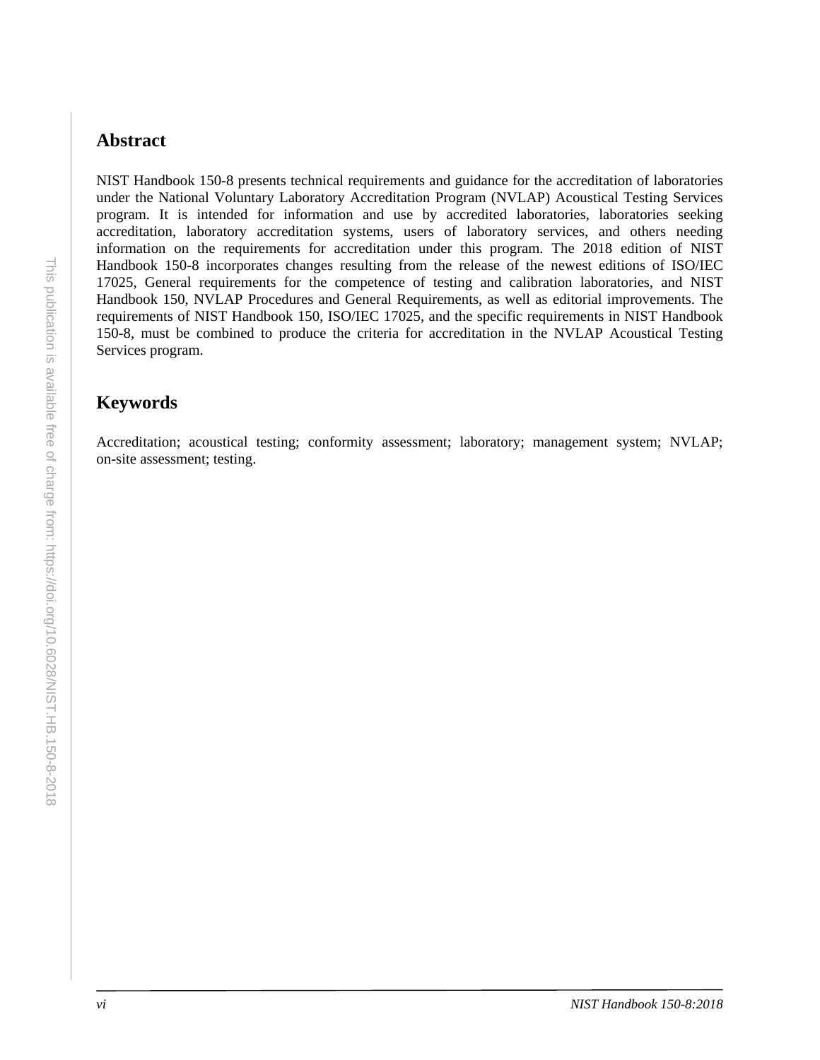## Abstract

NIST Handbook 150-8 presents technical requirements and guidance for the accreditation of laboratories under the National Voluntary Laboratory Accreditation Program (NVLAP) Acoustical Testing Services program. It is intended for information and use by accredited laboratories, laboratories seeking accreditation, laboratory accreditation systems, users of laboratory services, and others needing information on the requirements for accreditation under this program. The 2018 edition of NIST Handbook 150-8 incorporates changes resulting from the release of the newest editions of ISO/IEC 17025, General requirements for the competence of testing and calibration laboratories, and NIST Handbook 150, NVLAP Procedures and General Requirements, as well as editorial improvements. The requirements of NIST Handbook 150, ISO/IEC 17025, and the specific requirements in NIST Handbook 150-8, must be combined to produce the criteria for accreditation in the NVLAP Acoustical Testing Services program.

## Keywords

Accreditation; acoustical testing; conformity assessment; laboratory; management system; NVLAP; on-site assessment; testing.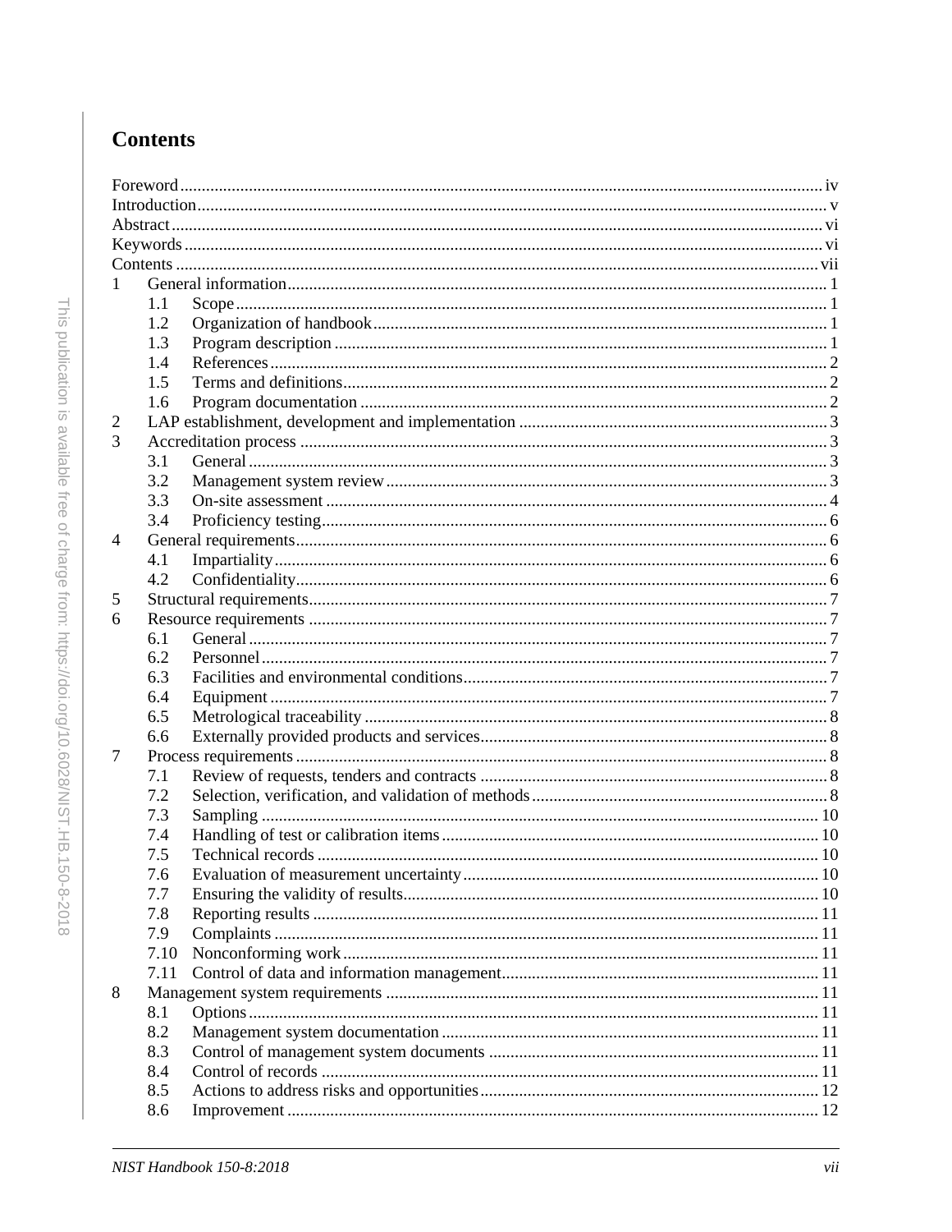# Contents

Foreword ..... iv
Introduction ..... v
Abstract ..... vi
Keywords ..... vi
Contents ..... vii

1 General information ..... 1
- 1.1 Scope ..... 1
- 1.2 Organization of handbook ..... 1
- 1.3 Program description ..... 1
- 1.4 References ..... 2
- 1.5 Terms and definitions ..... 2
- 1.6 Program documentation ..... 2

2 LAP establishment, development and implementation ..... 3

3 Accreditation process ..... 3
- 3.1 General ..... 3
- 3.2 Management system review ..... 3
- 3.3 On-site assessment ..... 4
- 3.4 Proficiency testing ..... 6

4 General requirements ..... 6
- 4.1 Impartiality ..... 6
- 4.2 Confidentiality ..... 6

5 Structural requirements ..... 7

6 Resource requirements ..... 7
- 6.1 General ..... 7
- 6.2 Personnel ..... 7
- 6.3 Facilities and environmental conditions ..... 7
- 6.4 Equipment ..... 7
- 6.5 Metrological traceability ..... 8
- 6.6 Externally provided products and services ..... 8

7 Process requirements ..... 8
- 7.1 Review of requests, tenders and contracts ..... 8
- 7.2 Selection, verification, and validation of methods ..... 8
- 7.3 Sampling ..... 10
- 7.4 Handling of test or calibration items ..... 10
- 7.5 Technical records ..... 10
- 7.6 Evaluation of measurement uncertainty ..... 10
- 7.7 Ensuring the validity of results ..... 10
- 7.8 Reporting results ..... 11
- 7.9 Complaints ..... 11
- 7.10 Nonconforming work ..... 11
- 7.11 Control of data and information management ..... 11

8 Management system requirements ..... 11
- 8.1 Options ..... 11
- 8.2 Management system documentation ..... 11
- 8.3 Control of management system documents ..... 11
- 8.4 Control of records ..... 11
- 8.5 Actions to address risks and opportunities ..... 12
- 8.6 Improvement ..... 12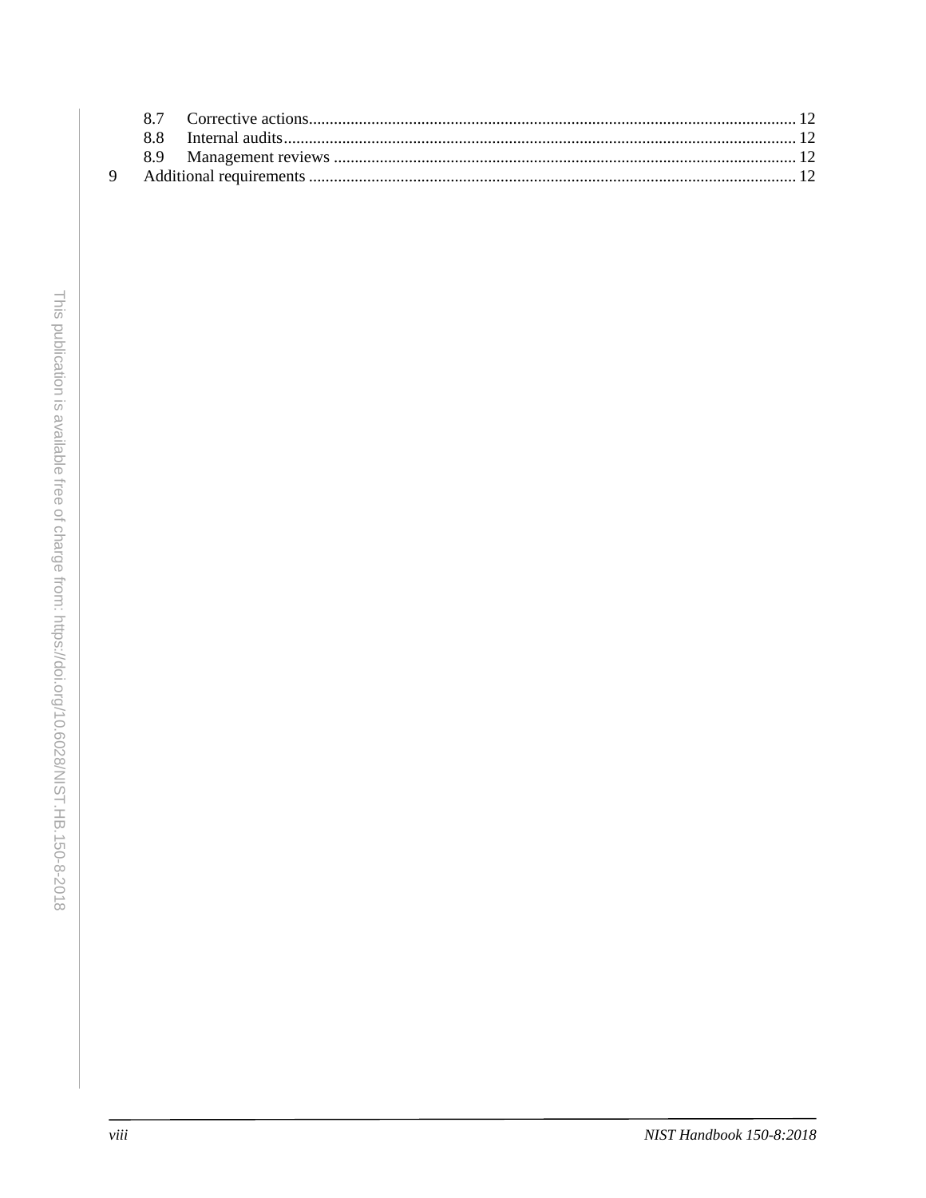8.7 Corrective actions .......... 12
8.8 Internal audits .......... 12
8.9 Management reviews .......... 12
9 Additional requirements .......... 12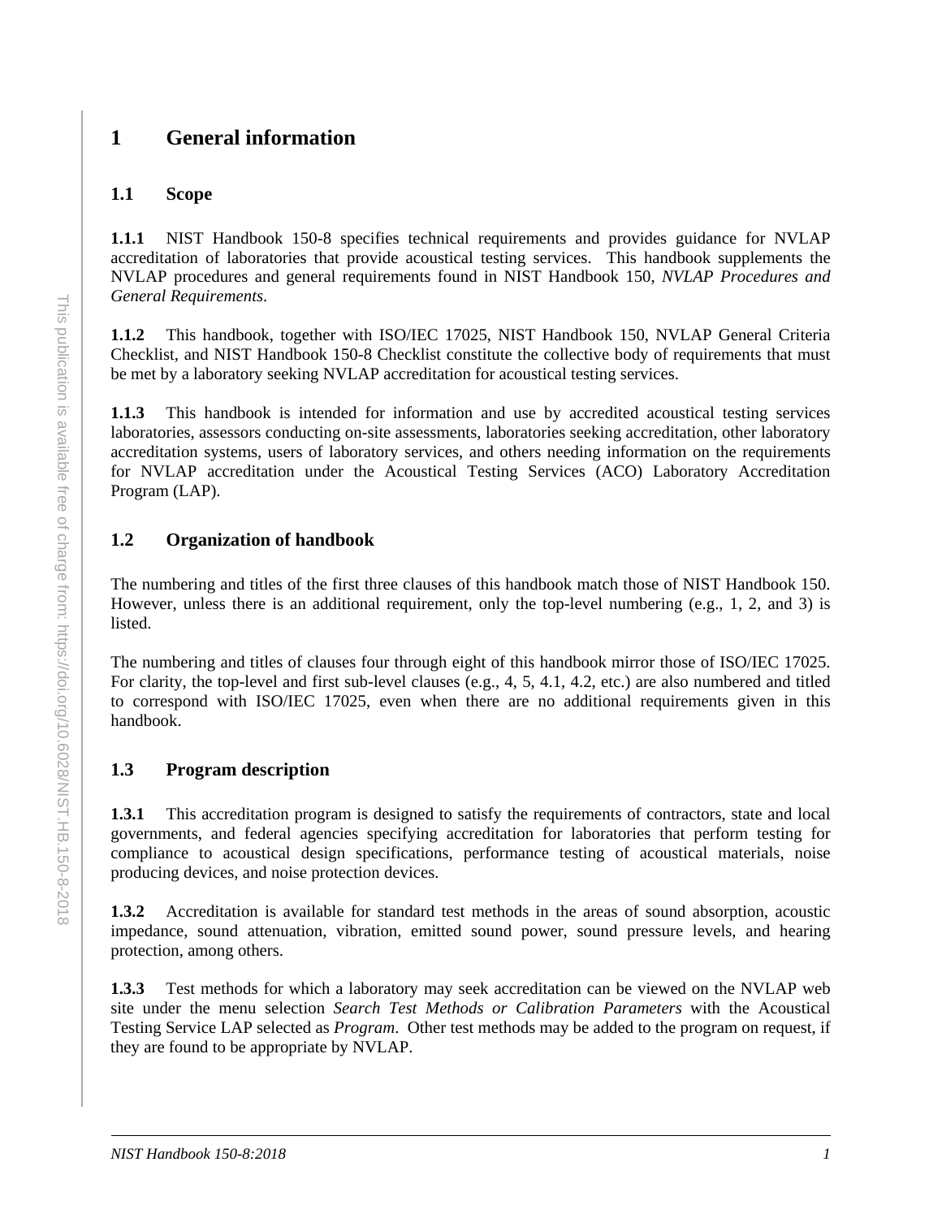# 1 General information

## 1.1 Scope

**1.1.1** NIST Handbook 150-8 specifies technical requirements and provides guidance for NVLAP accreditation of laboratories that provide acoustical testing services. This handbook supplements the NVLAP procedures and general requirements found in NIST Handbook 150, *NVLAP Procedures and General Requirements*.

**1.1.2** This handbook, together with ISO/IEC 17025, NIST Handbook 150, NVLAP General Criteria Checklist, and NIST Handbook 150-8 Checklist constitute the collective body of requirements that must be met by a laboratory seeking NVLAP accreditation for acoustical testing services.

**1.1.3** This handbook is intended for information and use by accredited acoustical testing services laboratories, assessors conducting on-site assessments, laboratories seeking accreditation, other laboratory accreditation systems, users of laboratory services, and others needing information on the requirements for NVLAP accreditation under the Acoustical Testing Services (ACO) Laboratory Accreditation Program (LAP).

## 1.2 Organization of handbook

The numbering and titles of the first three clauses of this handbook match those of NIST Handbook 150. However, unless there is an additional requirement, only the top-level numbering (e.g., 1, 2, and 3) is listed.

The numbering and titles of clauses four through eight of this handbook mirror those of ISO/IEC 17025. For clarity, the top-level and first sub-level clauses (e.g., 4, 5, 4.1, 4.2, etc.) are also numbered and titled to correspond with ISO/IEC 17025, even when there are no additional requirements given in this handbook.

## 1.3 Program description

**1.3.1** This accreditation program is designed to satisfy the requirements of contractors, state and local governments, and federal agencies specifying accreditation for laboratories that perform testing for compliance to acoustical design specifications, performance testing of acoustical materials, noise producing devices, and noise protection devices.

**1.3.2** Accreditation is available for standard test methods in the areas of sound absorption, acoustic impedance, sound attenuation, vibration, emitted sound power, sound pressure levels, and hearing protection, among others.

**1.3.3** Test methods for which a laboratory may seek accreditation can be viewed on the NVLAP web site under the menu selection *Search Test Methods or Calibration Parameters* with the Acoustical Testing Service LAP selected as *Program*. Other test methods may be added to the program on request, if they are found to be appropriate by NVLAP.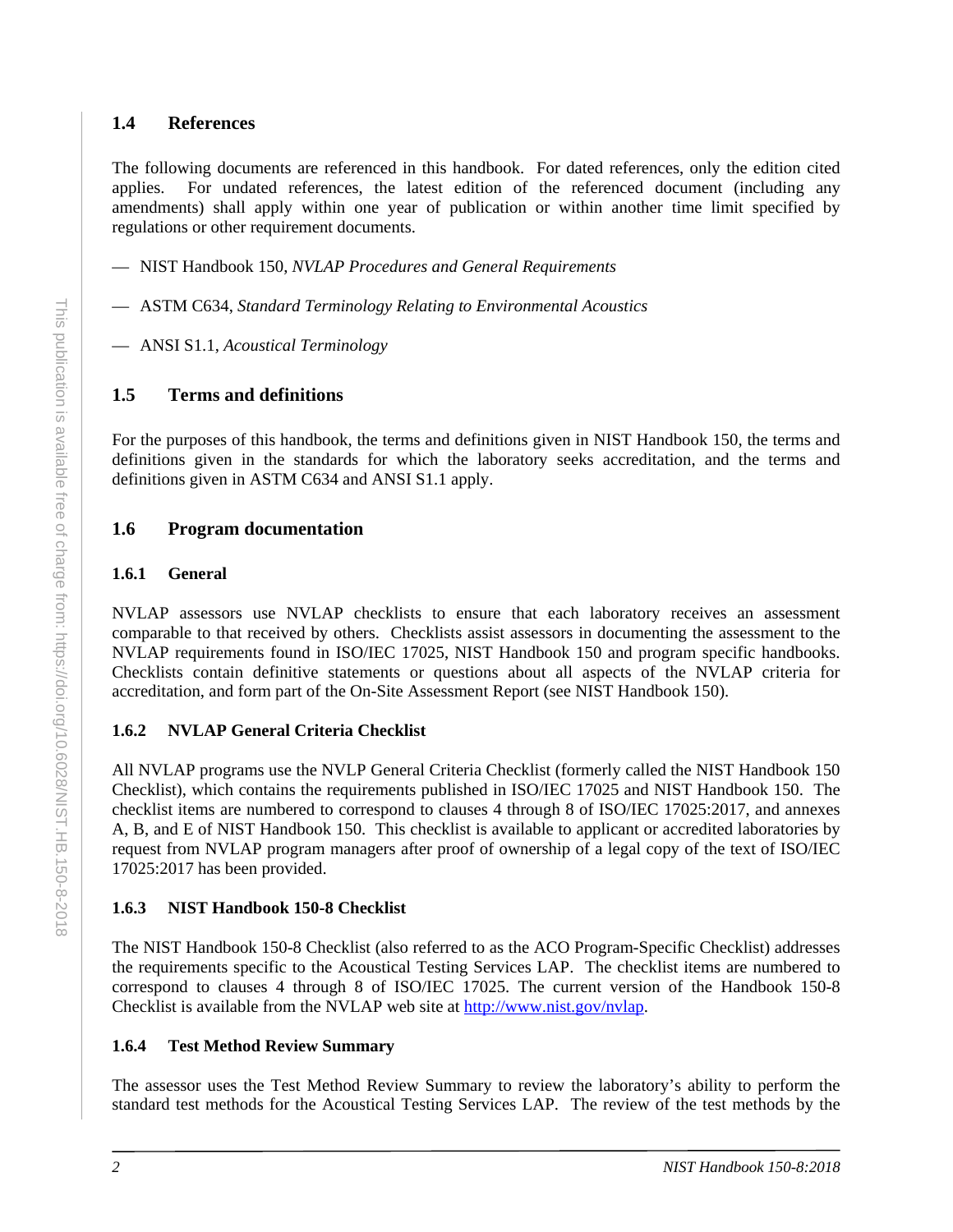## 1.4 References

The following documents are referenced in this handbook. For dated references, only the edition cited applies. For undated references, the latest edition of the referenced document (including any amendments) shall apply within one year of publication or within another time limit specified by regulations or other requirement documents.

— NIST Handbook 150, *NVLAP Procedures and General Requirements*

— ASTM C634, *Standard Terminology Relating to Environmental Acoustics*

— ANSI S1.1, *Acoustical Terminology*

## 1.5 Terms and definitions

For the purposes of this handbook, the terms and definitions given in NIST Handbook 150, the terms and definitions given in the standards for which the laboratory seeks accreditation, and the terms and definitions given in ASTM C634 and ANSI S1.1 apply.

## 1.6 Program documentation

### 1.6.1 General

NVLAP assessors use NVLAP checklists to ensure that each laboratory receives an assessment comparable to that received by others. Checklists assist assessors in documenting the assessment to the NVLAP requirements found in ISO/IEC 17025, NIST Handbook 150 and program specific handbooks. Checklists contain definitive statements or questions about all aspects of the NVLAP criteria for accreditation, and form part of the On-Site Assessment Report (see NIST Handbook 150).

### 1.6.2 NVLAP General Criteria Checklist

All NVLAP programs use the NVLP General Criteria Checklist (formerly called the NIST Handbook 150 Checklist), which contains the requirements published in ISO/IEC 17025 and NIST Handbook 150. The checklist items are numbered to correspond to clauses 4 through 8 of ISO/IEC 17025:2017, and annexes A, B, and E of NIST Handbook 150. This checklist is available to applicant or accredited laboratories by request from NVLAP program managers after proof of ownership of a legal copy of the text of ISO/IEC 17025:2017 has been provided.

### 1.6.3 NIST Handbook 150-8 Checklist

The NIST Handbook 150-8 Checklist (also referred to as the ACO Program-Specific Checklist) addresses the requirements specific to the Acoustical Testing Services LAP. The checklist items are numbered to correspond to clauses 4 through 8 of ISO/IEC 17025. The current version of the Handbook 150-8 Checklist is available from the NVLAP web site at http://www.nist.gov/nvlap.

### 1.6.4 Test Method Review Summary

The assessor uses the Test Method Review Summary to review the laboratory's ability to perform the standard test methods for the Acoustical Testing Services LAP. The review of the test methods by the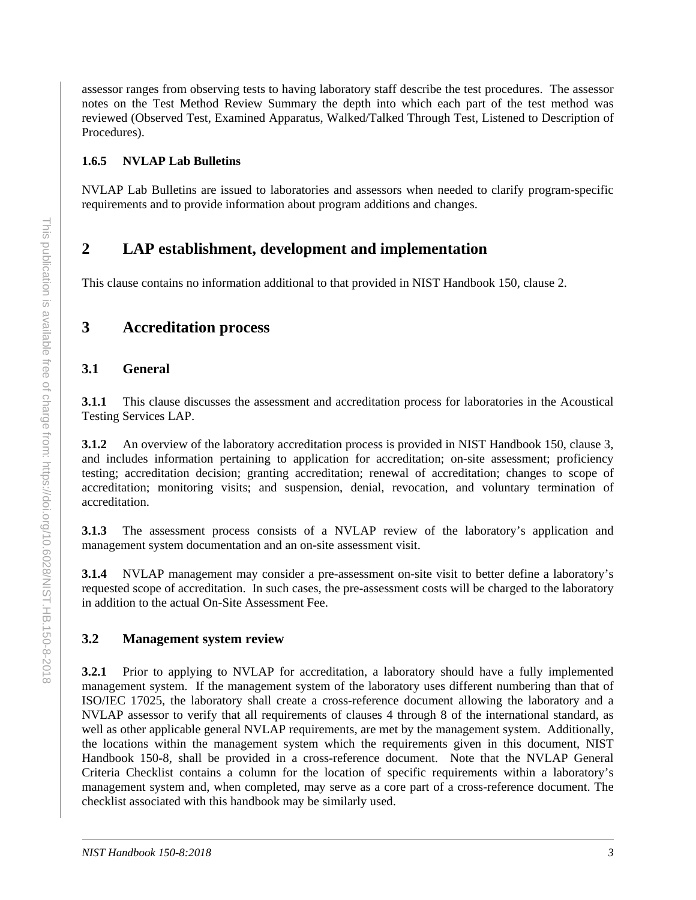assessor ranges from observing tests to having laboratory staff describe the test procedures. The assessor notes on the Test Method Review Summary the depth into which each part of the test method was reviewed (Observed Test, Examined Apparatus, Walked/Talked Through Test, Listened to Description of Procedures).

#### 1.6.5 NVLAP Lab Bulletins

NVLAP Lab Bulletins are issued to laboratories and assessors when needed to clarify program-specific requirements and to provide information about program additions and changes.

# 2 LAP establishment, development and implementation

This clause contains no information additional to that provided in NIST Handbook 150, clause 2.

# 3 Accreditation process

## 3.1 General

**3.1.1** This clause discusses the assessment and accreditation process for laboratories in the Acoustical Testing Services LAP.

**3.1.2** An overview of the laboratory accreditation process is provided in NIST Handbook 150, clause 3, and includes information pertaining to application for accreditation; on-site assessment; proficiency testing; accreditation decision; granting accreditation; renewal of accreditation; changes to scope of accreditation; monitoring visits; and suspension, denial, revocation, and voluntary termination of accreditation.

**3.1.3** The assessment process consists of a NVLAP review of the laboratory's application and management system documentation and an on-site assessment visit.

**3.1.4** NVLAP management may consider a pre-assessment on-site visit to better define a laboratory's requested scope of accreditation. In such cases, the pre-assessment costs will be charged to the laboratory in addition to the actual On-Site Assessment Fee.

## 3.2 Management system review

**3.2.1** Prior to applying to NVLAP for accreditation, a laboratory should have a fully implemented management system. If the management system of the laboratory uses different numbering than that of ISO/IEC 17025, the laboratory shall create a cross-reference document allowing the laboratory and a NVLAP assessor to verify that all requirements of clauses 4 through 8 of the international standard, as well as other applicable general NVLAP requirements, are met by the management system. Additionally, the locations within the management system which the requirements given in this document, NIST Handbook 150-8, shall be provided in a cross-reference document. Note that the NVLAP General Criteria Checklist contains a column for the location of specific requirements within a laboratory's management system and, when completed, may serve as a core part of a cross-reference document. The checklist associated with this handbook may be similarly used.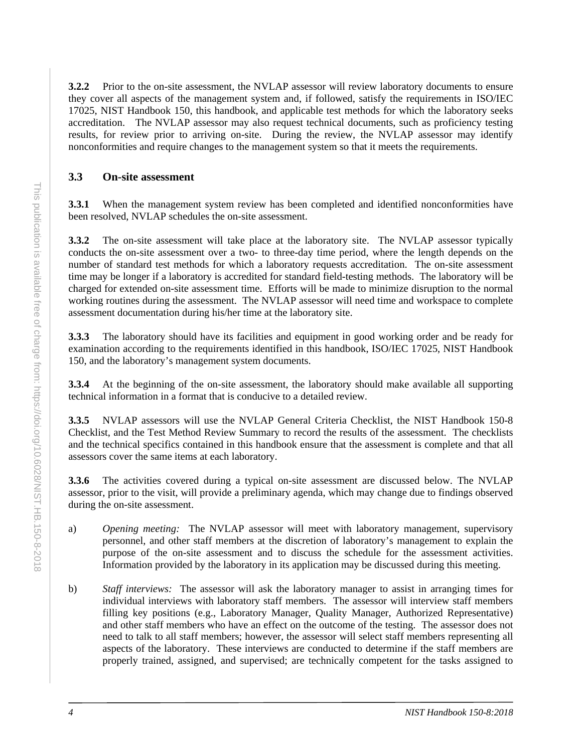**3.2.2** Prior to the on-site assessment, the NVLAP assessor will review laboratory documents to ensure they cover all aspects of the management system and, if followed, satisfy the requirements in ISO/IEC 17025, NIST Handbook 150, this handbook, and applicable test methods for which the laboratory seeks accreditation. The NVLAP assessor may also request technical documents, such as proficiency testing results, for review prior to arriving on-site. During the review, the NVLAP assessor may identify nonconformities and require changes to the management system so that it meets the requirements.

### 3.3 On-site assessment

**3.3.1** When the management system review has been completed and identified nonconformities have been resolved, NVLAP schedules the on-site assessment.

**3.3.2** The on-site assessment will take place at the laboratory site. The NVLAP assessor typically conducts the on-site assessment over a two- to three-day time period, where the length depends on the number of standard test methods for which a laboratory requests accreditation. The on-site assessment time may be longer if a laboratory is accredited for standard field-testing methods. The laboratory will be charged for extended on-site assessment time. Efforts will be made to minimize disruption to the normal working routines during the assessment. The NVLAP assessor will need time and workspace to complete assessment documentation during his/her time at the laboratory site.

**3.3.3** The laboratory should have its facilities and equipment in good working order and be ready for examination according to the requirements identified in this handbook, ISO/IEC 17025, NIST Handbook 150, and the laboratory's management system documents.

**3.3.4** At the beginning of the on-site assessment, the laboratory should make available all supporting technical information in a format that is conducive to a detailed review.

**3.3.5** NVLAP assessors will use the NVLAP General Criteria Checklist, the NIST Handbook 150-8 Checklist, and the Test Method Review Summary to record the results of the assessment. The checklists and the technical specifics contained in this handbook ensure that the assessment is complete and that all assessors cover the same items at each laboratory.

**3.3.6** The activities covered during a typical on-site assessment are discussed below. The NVLAP assessor, prior to the visit, will provide a preliminary agenda, which may change due to findings observed during the on-site assessment.

a) *Opening meeting:* The NVLAP assessor will meet with laboratory management, supervisory personnel, and other staff members at the discretion of laboratory's management to explain the purpose of the on-site assessment and to discuss the schedule for the assessment activities. Information provided by the laboratory in its application may be discussed during this meeting.

b) *Staff interviews:* The assessor will ask the laboratory manager to assist in arranging times for individual interviews with laboratory staff members. The assessor will interview staff members filling key positions (e.g., Laboratory Manager, Quality Manager, Authorized Representative) and other staff members who have an effect on the outcome of the testing. The assessor does not need to talk to all staff members; however, the assessor will select staff members representing all aspects of the laboratory. These interviews are conducted to determine if the staff members are properly trained, assigned, and supervised; are technically competent for the tasks assigned to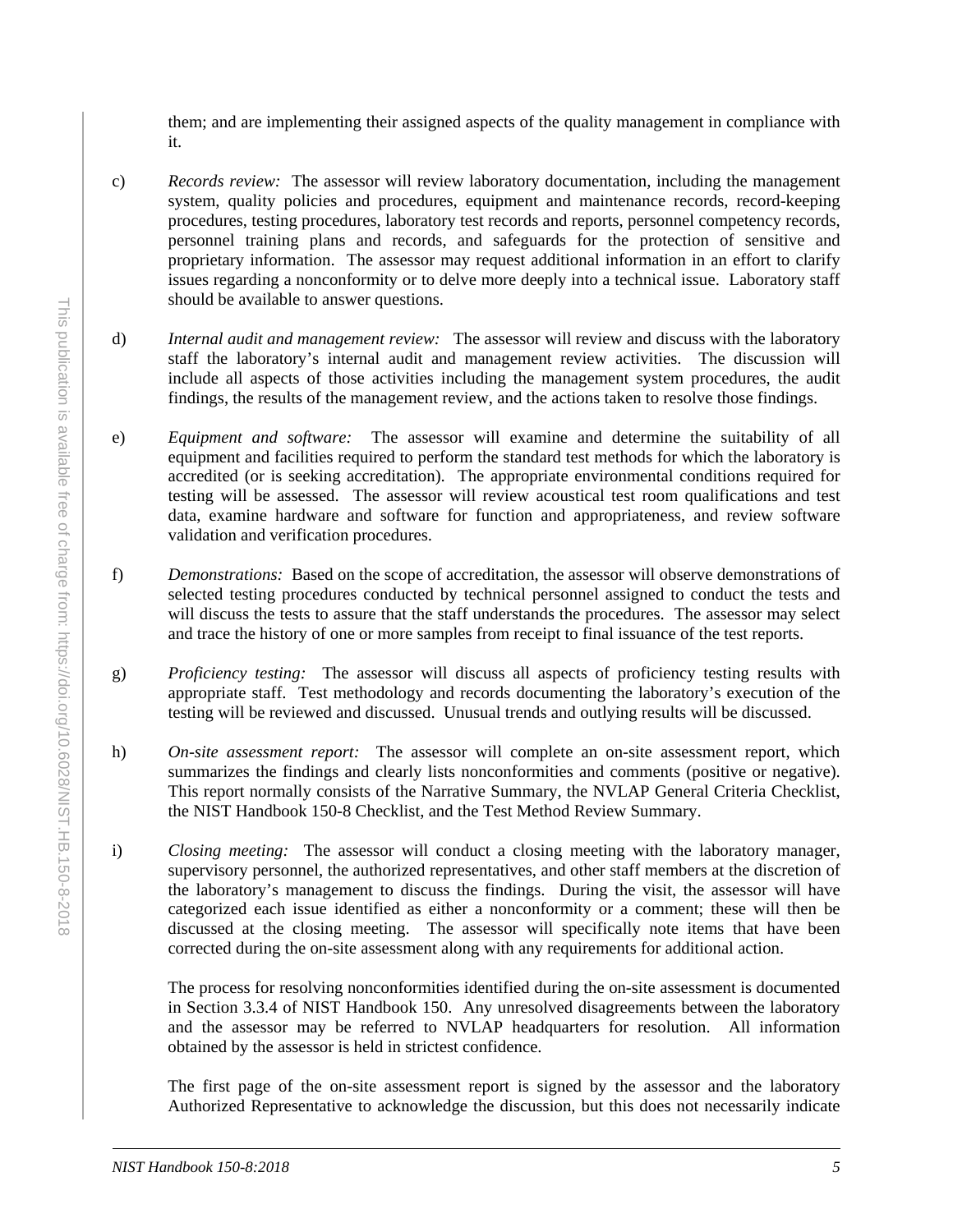them; and are implementing their assigned aspects of the quality management in compliance with it.

c) *Records review:* The assessor will review laboratory documentation, including the management system, quality policies and procedures, equipment and maintenance records, record-keeping procedures, testing procedures, laboratory test records and reports, personnel competency records, personnel training plans and records, and safeguards for the protection of sensitive and proprietary information. The assessor may request additional information in an effort to clarify issues regarding a nonconformity or to delve more deeply into a technical issue. Laboratory staff should be available to answer questions.

d) *Internal audit and management review:* The assessor will review and discuss with the laboratory staff the laboratory's internal audit and management review activities. The discussion will include all aspects of those activities including the management system procedures, the audit findings, the results of the management review, and the actions taken to resolve those findings.

e) *Equipment and software:* The assessor will examine and determine the suitability of all equipment and facilities required to perform the standard test methods for which the laboratory is accredited (or is seeking accreditation). The appropriate environmental conditions required for testing will be assessed. The assessor will review acoustical test room qualifications and test data, examine hardware and software for function and appropriateness, and review software validation and verification procedures.

f) *Demonstrations:* Based on the scope of accreditation, the assessor will observe demonstrations of selected testing procedures conducted by technical personnel assigned to conduct the tests and will discuss the tests to assure that the staff understands the procedures. The assessor may select and trace the history of one or more samples from receipt to final issuance of the test reports.

g) *Proficiency testing:* The assessor will discuss all aspects of proficiency testing results with appropriate staff. Test methodology and records documenting the laboratory's execution of the testing will be reviewed and discussed. Unusual trends and outlying results will be discussed.

h) *On-site assessment report:* The assessor will complete an on-site assessment report, which summarizes the findings and clearly lists nonconformities and comments (positive or negative). This report normally consists of the Narrative Summary, the NVLAP General Criteria Checklist, the NIST Handbook 150-8 Checklist, and the Test Method Review Summary.

i) *Closing meeting:* The assessor will conduct a closing meeting with the laboratory manager, supervisory personnel, the authorized representatives, and other staff members at the discretion of the laboratory's management to discuss the findings. During the visit, the assessor will have categorized each issue identified as either a nonconformity or a comment; these will then be discussed at the closing meeting. The assessor will specifically note items that have been corrected during the on-site assessment along with any requirements for additional action.

   The process for resolving nonconformities identified during the on-site assessment is documented in Section 3.3.4 of NIST Handbook 150. Any unresolved disagreements between the laboratory and the assessor may be referred to NVLAP headquarters for resolution. All information obtained by the assessor is held in strictest confidence.

   The first page of the on-site assessment report is signed by the assessor and the laboratory Authorized Representative to acknowledge the discussion, but this does not necessarily indicate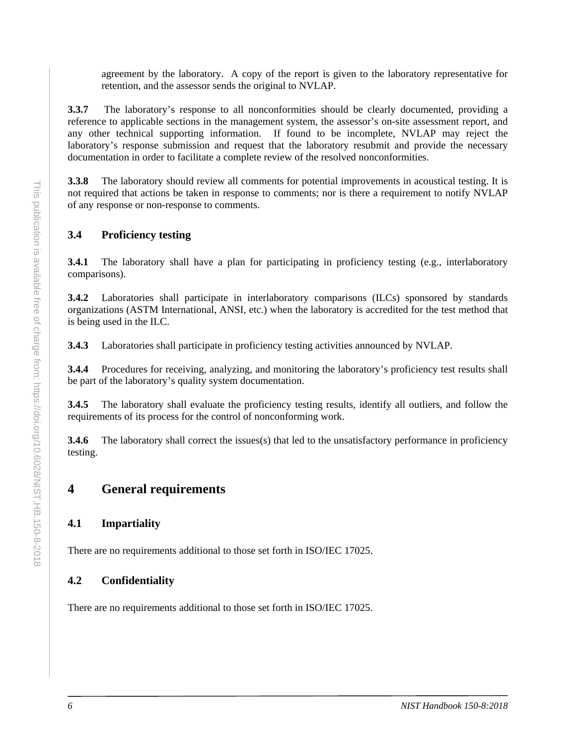agreement by the laboratory. A copy of the report is given to the laboratory representative for retention, and the assessor sends the original to NVLAP.

**3.3.7** The laboratory's response to all nonconformities should be clearly documented, providing a reference to applicable sections in the management system, the assessor's on-site assessment report, and any other technical supporting information. If found to be incomplete, NVLAP may reject the laboratory's response submission and request that the laboratory resubmit and provide the necessary documentation in order to facilitate a complete review of the resolved nonconformities.

**3.3.8** The laboratory should review all comments for potential improvements in acoustical testing. It is not required that actions be taken in response to comments; nor is there a requirement to notify NVLAP of any response or non-response to comments.

### 3.4 Proficiency testing

**3.4.1** The laboratory shall have a plan for participating in proficiency testing (e.g., interlaboratory comparisons).

**3.4.2** Laboratories shall participate in interlaboratory comparisons (ILCs) sponsored by standards organizations (ASTM International, ANSI, etc.) when the laboratory is accredited for the test method that is being used in the ILC.

**3.4.3** Laboratories shall participate in proficiency testing activities announced by NVLAP.

**3.4.4** Procedures for receiving, analyzing, and monitoring the laboratory's proficiency test results shall be part of the laboratory's quality system documentation.

**3.4.5** The laboratory shall evaluate the proficiency testing results, identify all outliers, and follow the requirements of its process for the control of nonconforming work.

**3.4.6** The laboratory shall correct the issues(s) that led to the unsatisfactory performance in proficiency testing.

## 4 General requirements

### 4.1 Impartiality

There are no requirements additional to those set forth in ISO/IEC 17025.

### 4.2 Confidentiality

There are no requirements additional to those set forth in ISO/IEC 17025.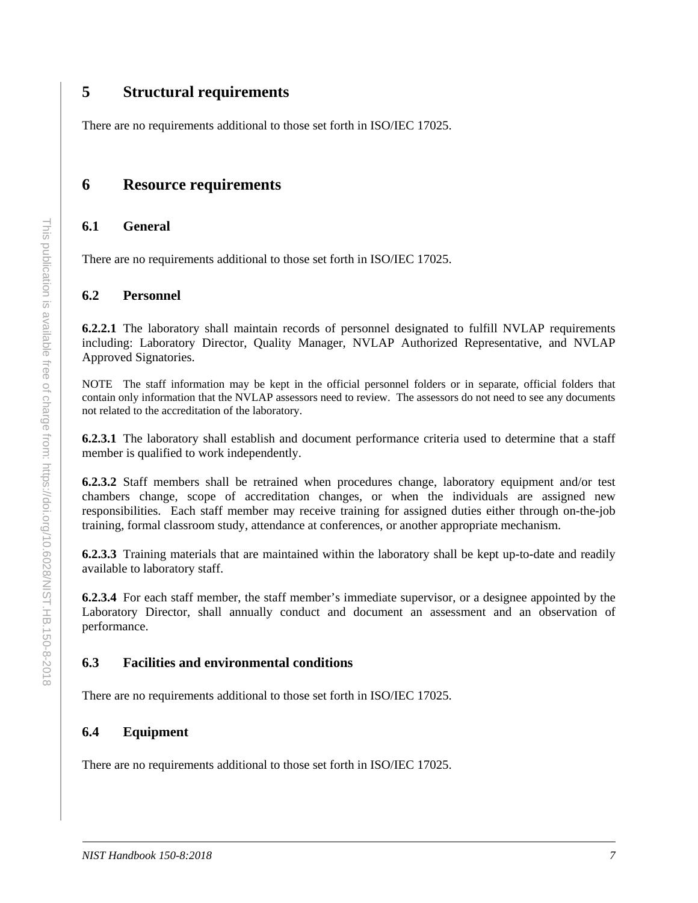# 5 Structural requirements

There are no requirements additional to those set forth in ISO/IEC 17025.

# 6 Resource requirements

## 6.1 General

There are no requirements additional to those set forth in ISO/IEC 17025.

## 6.2 Personnel

**6.2.2.1** The laboratory shall maintain records of personnel designated to fulfill NVLAP requirements including: Laboratory Director, Quality Manager, NVLAP Authorized Representative, and NVLAP Approved Signatories.

NOTE The staff information may be kept in the official personnel folders or in separate, official folders that contain only information that the NVLAP assessors need to review. The assessors do not need to see any documents not related to the accreditation of the laboratory.

**6.2.3.1** The laboratory shall establish and document performance criteria used to determine that a staff member is qualified to work independently.

**6.2.3.2** Staff members shall be retrained when procedures change, laboratory equipment and/or test chambers change, scope of accreditation changes, or when the individuals are assigned new responsibilities. Each staff member may receive training for assigned duties either through on-the-job training, formal classroom study, attendance at conferences, or another appropriate mechanism.

**6.2.3.3** Training materials that are maintained within the laboratory shall be kept up-to-date and readily available to laboratory staff.

**6.2.3.4** For each staff member, the staff member's immediate supervisor, or a designee appointed by the Laboratory Director, shall annually conduct and document an assessment and an observation of performance.

## 6.3 Facilities and environmental conditions

There are no requirements additional to those set forth in ISO/IEC 17025.

## 6.4 Equipment

There are no requirements additional to those set forth in ISO/IEC 17025.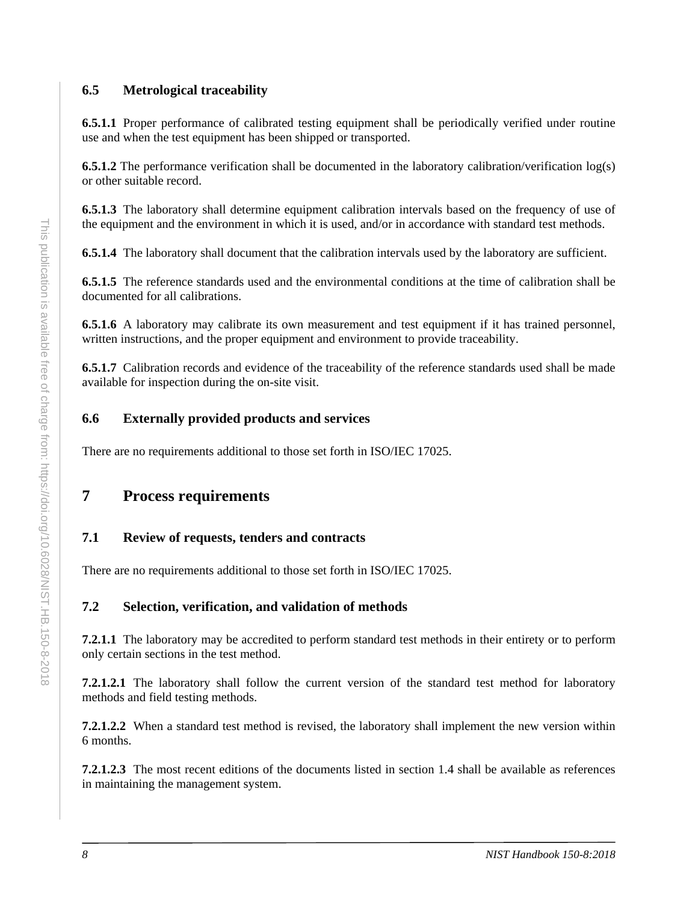## 6.5 Metrological traceability

**6.5.1.1** Proper performance of calibrated testing equipment shall be periodically verified under routine use and when the test equipment has been shipped or transported.

**6.5.1.2** The performance verification shall be documented in the laboratory calibration/verification log(s) or other suitable record.

**6.5.1.3** The laboratory shall determine equipment calibration intervals based on the frequency of use of the equipment and the environment in which it is used, and/or in accordance with standard test methods.

**6.5.1.4** The laboratory shall document that the calibration intervals used by the laboratory are sufficient.

**6.5.1.5** The reference standards used and the environmental conditions at the time of calibration shall be documented for all calibrations.

**6.5.1.6** A laboratory may calibrate its own measurement and test equipment if it has trained personnel, written instructions, and the proper equipment and environment to provide traceability.

**6.5.1.7** Calibration records and evidence of the traceability of the reference standards used shall be made available for inspection during the on-site visit.

## 6.6 Externally provided products and services

There are no requirements additional to those set forth in ISO/IEC 17025.

# 7 Process requirements

## 7.1 Review of requests, tenders and contracts

There are no requirements additional to those set forth in ISO/IEC 17025.

## 7.2 Selection, verification, and validation of methods

**7.2.1.1** The laboratory may be accredited to perform standard test methods in their entirety or to perform only certain sections in the test method.

**7.2.1.2.1** The laboratory shall follow the current version of the standard test method for laboratory methods and field testing methods.

**7.2.1.2.2** When a standard test method is revised, the laboratory shall implement the new version within 6 months.

**7.2.1.2.3** The most recent editions of the documents listed in section 1.4 shall be available as references in maintaining the management system.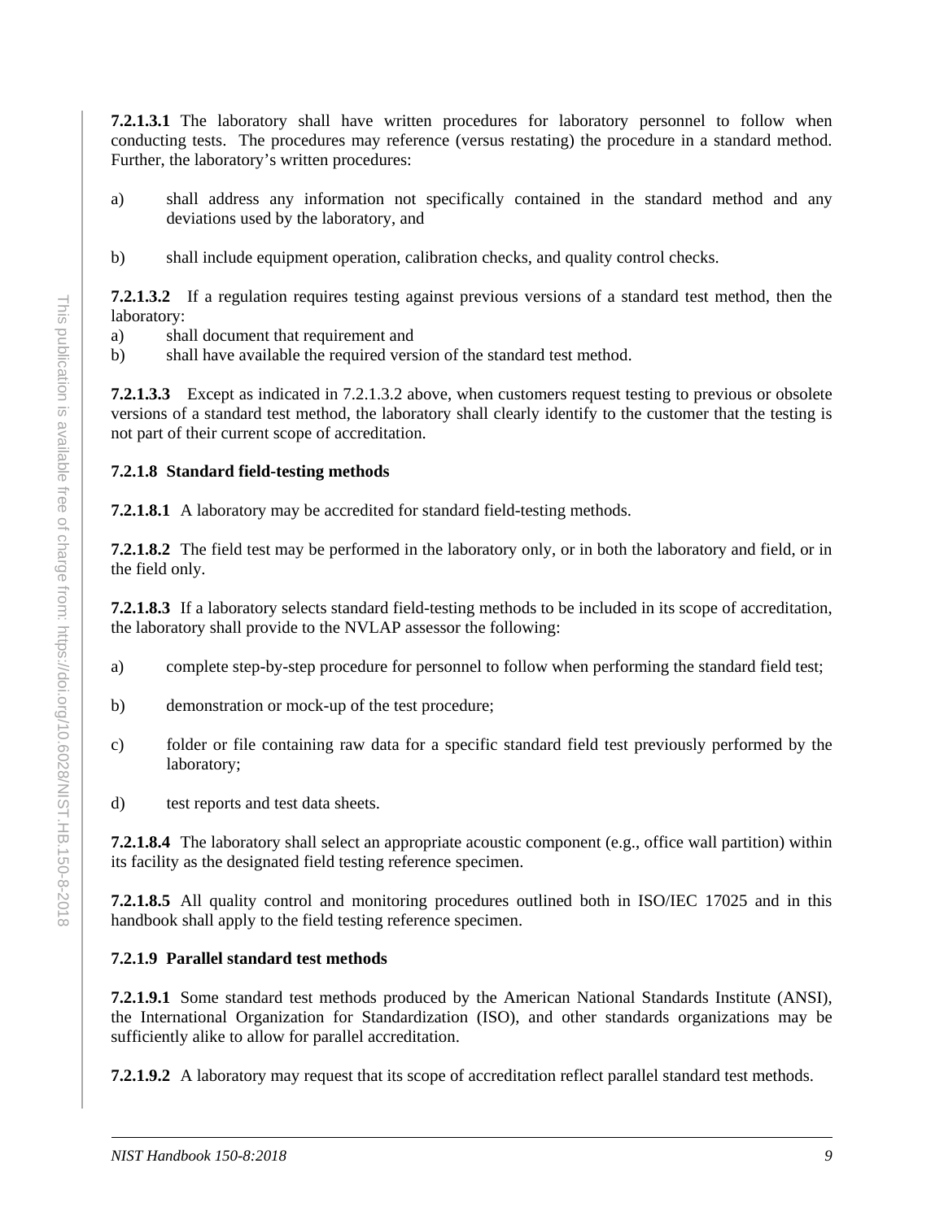**7.2.1.3.1** The laboratory shall have written procedures for laboratory personnel to follow when conducting tests. The procedures may reference (versus restating) the procedure in a standard method. Further, the laboratory's written procedures:

a) shall address any information not specifically contained in the standard method and any deviations used by the laboratory, and

b) shall include equipment operation, calibration checks, and quality control checks.

**7.2.1.3.2** If a regulation requires testing against previous versions of a standard test method, then the laboratory:

a) shall document that requirement and

b) shall have available the required version of the standard test method.

**7.2.1.3.3** Except as indicated in 7.2.1.3.2 above, when customers request testing to previous or obsolete versions of a standard test method, the laboratory shall clearly identify to the customer that the testing is not part of their current scope of accreditation.

**7.2.1.8 Standard field-testing methods**

**7.2.1.8.1** A laboratory may be accredited for standard field-testing methods.

**7.2.1.8.2** The field test may be performed in the laboratory only, or in both the laboratory and field, or in the field only.

**7.2.1.8.3** If a laboratory selects standard field-testing methods to be included in its scope of accreditation, the laboratory shall provide to the NVLAP assessor the following:

a) complete step-by-step procedure for personnel to follow when performing the standard field test;

b) demonstration or mock-up of the test procedure;

c) folder or file containing raw data for a specific standard field test previously performed by the laboratory;

d) test reports and test data sheets.

**7.2.1.8.4** The laboratory shall select an appropriate acoustic component (e.g., office wall partition) within its facility as the designated field testing reference specimen.

**7.2.1.8.5** All quality control and monitoring procedures outlined both in ISO/IEC 17025 and in this handbook shall apply to the field testing reference specimen.

**7.2.1.9 Parallel standard test methods**

**7.2.1.9.1** Some standard test methods produced by the American National Standards Institute (ANSI), the International Organization for Standardization (ISO), and other standards organizations may be sufficiently alike to allow for parallel accreditation.

**7.2.1.9.2** A laboratory may request that its scope of accreditation reflect parallel standard test methods.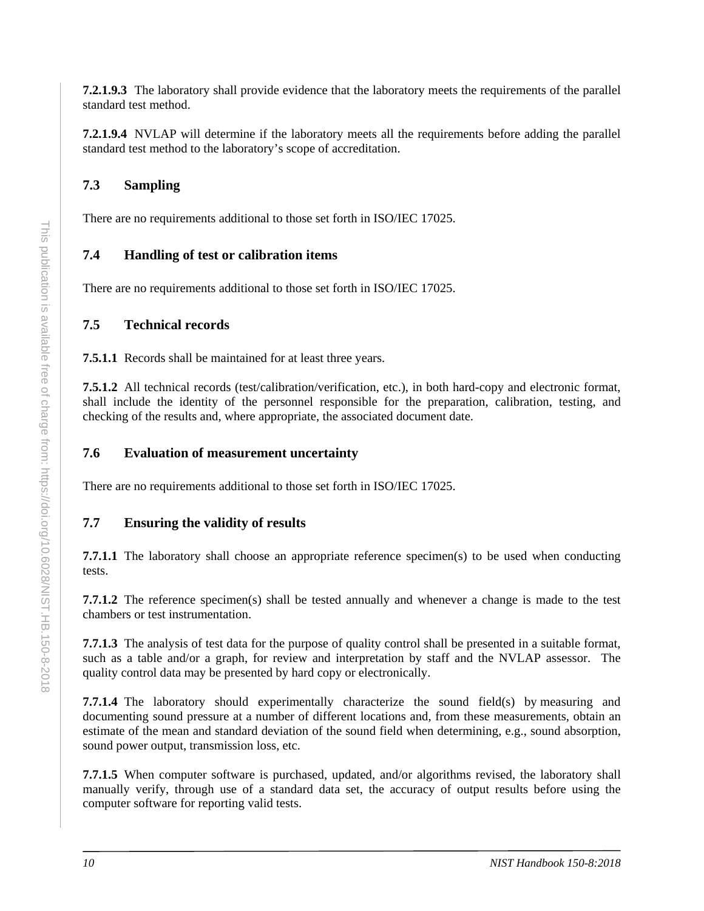**7.2.1.9.3** The laboratory shall provide evidence that the laboratory meets the requirements of the parallel standard test method.

**7.2.1.9.4** NVLAP will determine if the laboratory meets all the requirements before adding the parallel standard test method to the laboratory's scope of accreditation.

## 7.3 Sampling

There are no requirements additional to those set forth in ISO/IEC 17025.

## 7.4 Handling of test or calibration items

There are no requirements additional to those set forth in ISO/IEC 17025.

## 7.5 Technical records

**7.5.1.1** Records shall be maintained for at least three years.

**7.5.1.2** All technical records (test/calibration/verification, etc.), in both hard-copy and electronic format, shall include the identity of the personnel responsible for the preparation, calibration, testing, and checking of the results and, where appropriate, the associated document date.

## 7.6 Evaluation of measurement uncertainty

There are no requirements additional to those set forth in ISO/IEC 17025.

## 7.7 Ensuring the validity of results

**7.7.1.1** The laboratory shall choose an appropriate reference specimen(s) to be used when conducting tests.

**7.7.1.2** The reference specimen(s) shall be tested annually and whenever a change is made to the test chambers or test instrumentation.

**7.7.1.3** The analysis of test data for the purpose of quality control shall be presented in a suitable format, such as a table and/or a graph, for review and interpretation by staff and the NVLAP assessor. The quality control data may be presented by hard copy or electronically.

**7.7.1.4** The laboratory should experimentally characterize the sound field(s) by measuring and documenting sound pressure at a number of different locations and, from these measurements, obtain an estimate of the mean and standard deviation of the sound field when determining, e.g., sound absorption, sound power output, transmission loss, etc.

**7.7.1.5** When computer software is purchased, updated, and/or algorithms revised, the laboratory shall manually verify, through use of a standard data set, the accuracy of output results before using the computer software for reporting valid tests.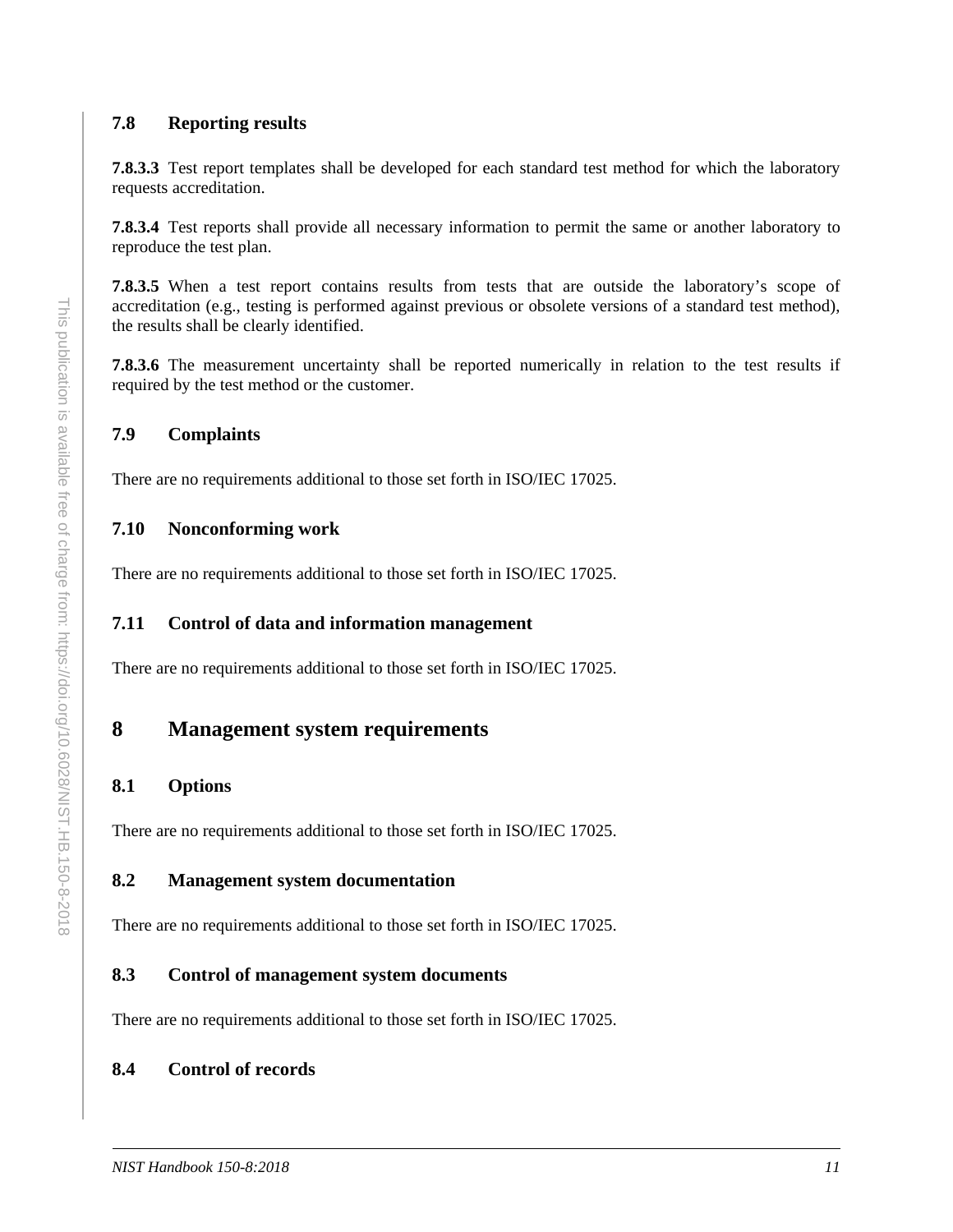### 7.8 Reporting results

**7.8.3.3** Test report templates shall be developed for each standard test method for which the laboratory requests accreditation.

**7.8.3.4** Test reports shall provide all necessary information to permit the same or another laboratory to reproduce the test plan.

**7.8.3.5** When a test report contains results from tests that are outside the laboratory's scope of accreditation (e.g., testing is performed against previous or obsolete versions of a standard test method), the results shall be clearly identified.

**7.8.3.6** The measurement uncertainty shall be reported numerically in relation to the test results if required by the test method or the customer.

### 7.9 Complaints

There are no requirements additional to those set forth in ISO/IEC 17025.

### 7.10 Nonconforming work

There are no requirements additional to those set forth in ISO/IEC 17025.

### 7.11 Control of data and information management

There are no requirements additional to those set forth in ISO/IEC 17025.

## 8 Management system requirements

### 8.1 Options

There are no requirements additional to those set forth in ISO/IEC 17025.

### 8.2 Management system documentation

There are no requirements additional to those set forth in ISO/IEC 17025.

### 8.3 Control of management system documents

There are no requirements additional to those set forth in ISO/IEC 17025.

### 8.4 Control of records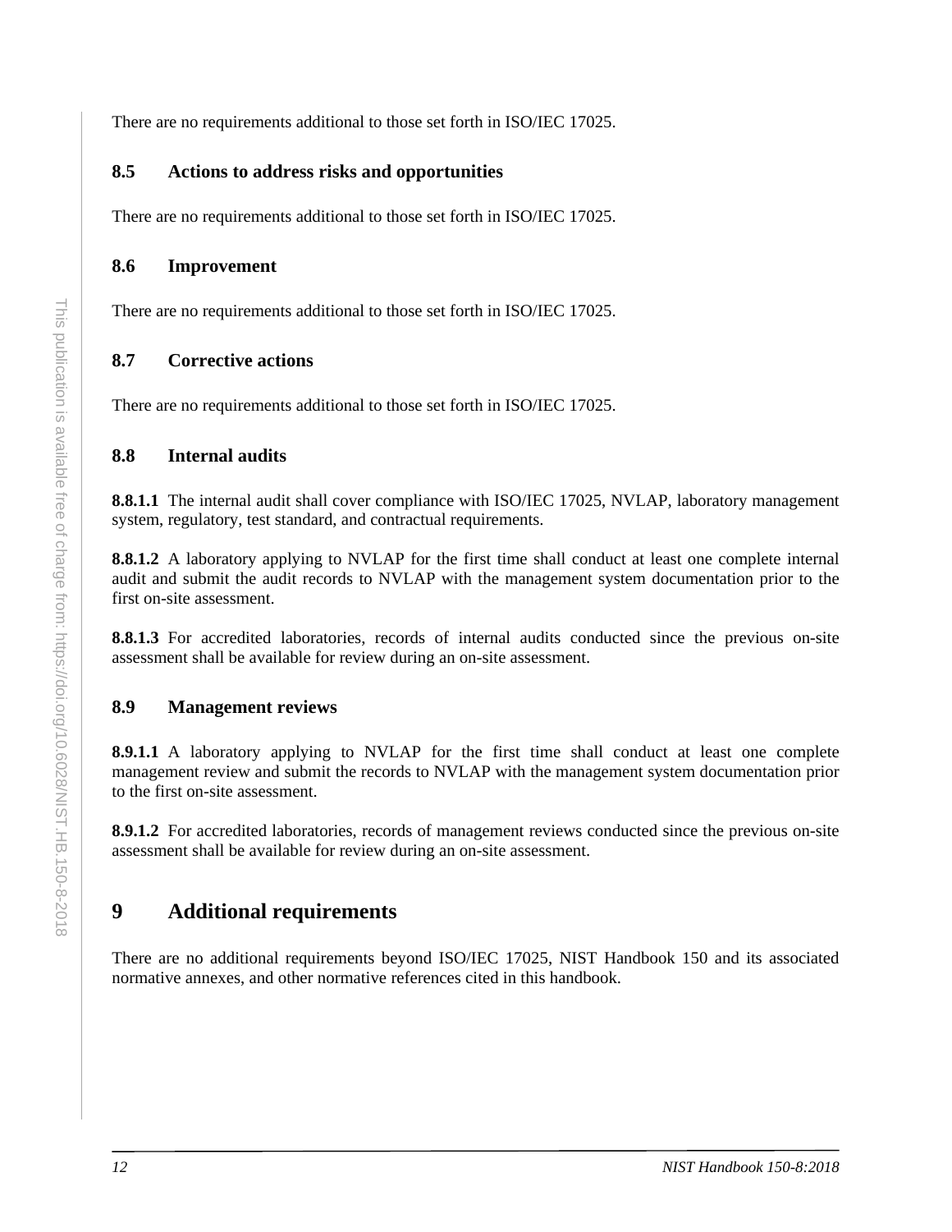There are no requirements additional to those set forth in ISO/IEC 17025.

### 8.5 Actions to address risks and opportunities

There are no requirements additional to those set forth in ISO/IEC 17025.

### 8.6 Improvement

There are no requirements additional to those set forth in ISO/IEC 17025.

### 8.7 Corrective actions

There are no requirements additional to those set forth in ISO/IEC 17025.

### 8.8 Internal audits

**8.8.1.1** The internal audit shall cover compliance with ISO/IEC 17025, NVLAP, laboratory management system, regulatory, test standard, and contractual requirements.

**8.8.1.2** A laboratory applying to NVLAP for the first time shall conduct at least one complete internal audit and submit the audit records to NVLAP with the management system documentation prior to the first on-site assessment.

**8.8.1.3** For accredited laboratories, records of internal audits conducted since the previous on-site assessment shall be available for review during an on-site assessment.

### 8.9 Management reviews

**8.9.1.1** A laboratory applying to NVLAP for the first time shall conduct at least one complete management review and submit the records to NVLAP with the management system documentation prior to the first on-site assessment.

**8.9.1.2** For accredited laboratories, records of management reviews conducted since the previous on-site assessment shall be available for review during an on-site assessment.

## 9 Additional requirements

There are no additional requirements beyond ISO/IEC 17025, NIST Handbook 150 and its associated normative annexes, and other normative references cited in this handbook.